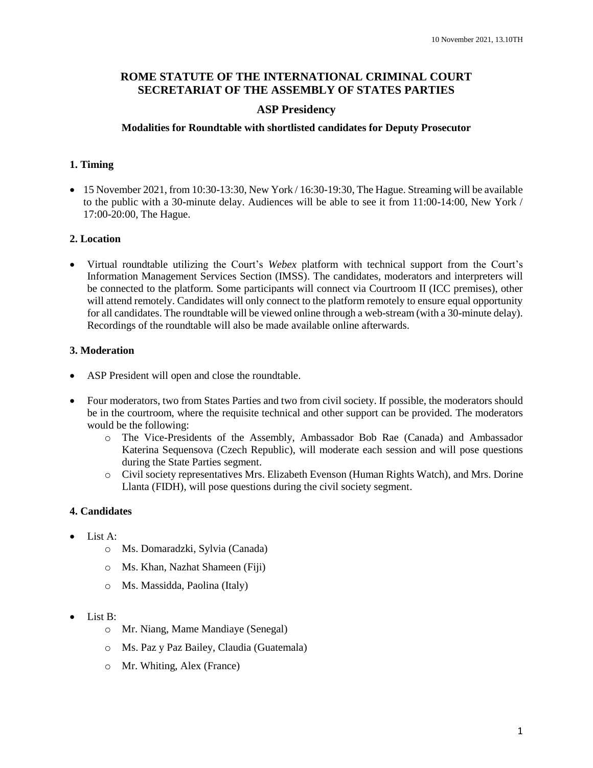10 November 2021, 13.10TH

# ROME STATUTE OF THE INTERNATIONAL CRIMINAL COURT SECRETARIAT OF THE ASSEMBLY OF STATES PARTIES

## ASP Presidency

### Modalities for Roundtable with shortlisted candidates for Deputy Prosecutor

### 1. Timing

- 15 November 2021, from 10:30-13:30, New York / 16:30-19:30, The Hague. Streaming will be available to the public with a 30-minute delay. Audiences will be able to see it from 11:00-14:00, New York / 17:00-20:00, The Hague.

### 2. Location

- Virtual roundtable utilizing the Court's *Webex* platform with technical support from the Court's Information Management Services Section (IMSS). The candidates, moderators and interpreters will be connected to the platform. Some participants will connect via Courtroom II (ICC premises), other will attend remotely. Candidates will only connect to the platform remotely to ensure equal opportunity for all candidates. The roundtable will be viewed online through a web-stream (with a 30-minute delay). Recordings of the roundtable will also be made available online afterwards.

### 3. Moderation

- ASP President will open and close the roundtable.
- Four moderators, two from States Parties and two from civil society. If possible, the moderators should be in the courtroom, where the requisite technical and other support can be provided. The moderators would be the following:
  - The Vice-Presidents of the Assembly, Ambassador Bob Rae (Canada) and Ambassador Katerina Sequensova (Czech Republic), will moderate each session and will pose questions during the State Parties segment.
  - Civil society representatives Mrs. Elizabeth Evenson (Human Rights Watch), and Mrs. Dorine Llanta (FIDH), will pose questions during the civil society segment.

### 4. Candidates

- List A:
  - Ms. Domaradzki, Sylvia (Canada)
  - Ms. Khan, Nazhat Shameen (Fiji)
  - Ms. Massidda, Paolina (Italy)
- List B:
  - Mr. Niang, Mame Mandiaye (Senegal)
  - Ms. Paz y Paz Bailey, Claudia (Guatemala)
  - Mr. Whiting, Alex (France)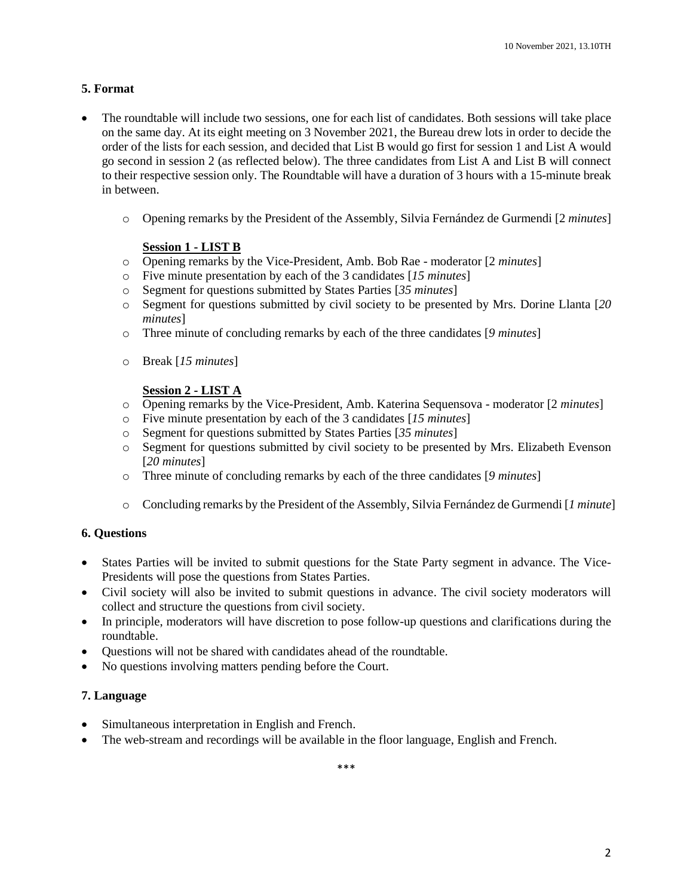## 5. Format

- The roundtable will include two sessions, one for each list of candidates. Both sessions will take place on the same day. At its eight meeting on 3 November 2021, the Bureau drew lots in order to decide the order of the lists for each session, and decided that List B would go first for session 1 and List A would go second in session 2 (as reflected below). The three candidates from List A and List B will connect to their respective session only. The Roundtable will have a duration of 3 hours with a 15-minute break in between.

    - Opening remarks by the President of the Assembly, Silvia Fernández de Gurmendi [2 *minutes*]

    **Session 1 - LIST B**

    - Opening remarks by the Vice-President, Amb. Bob Rae - moderator [2 *minutes*]
    - Five minute presentation by each of the 3 candidates [*15 minutes*]
    - Segment for questions submitted by States Parties [*35 minutes*]
    - Segment for questions submitted by civil society to be presented by Mrs. Dorine Llanta [*20 minutes*]
    - Three minute of concluding remarks by each of the three candidates [*9 minutes*]
    - Break [*15 minutes*]

    **Session 2 - LIST A**

    - Opening remarks by the Vice-President, Amb. Katerina Sequensova - moderator [2 *minutes*]
    - Five minute presentation by each of the 3 candidates [*15 minutes*]
    - Segment for questions submitted by States Parties [*35 minutes*]
    - Segment for questions submitted by civil society to be presented by Mrs. Elizabeth Evenson [*20 minutes*]
    - Three minute of concluding remarks by each of the three candidates [*9 minutes*]
    - Concluding remarks by the President of the Assembly, Silvia Fernández de Gurmendi [*1 minute*]

## 6. Questions

- States Parties will be invited to submit questions for the State Party segment in advance. The Vice-Presidents will pose the questions from States Parties.
- Civil society will also be invited to submit questions in advance. The civil society moderators will collect and structure the questions from civil society.
- In principle, moderators will have discretion to pose follow-up questions and clarifications during the roundtable.
- Questions will not be shared with candidates ahead of the roundtable.
- No questions involving matters pending before the Court.

## 7. Language

- Simultaneous interpretation in English and French.
- The web-stream and recordings will be available in the floor language, English and French.

\*\*\*